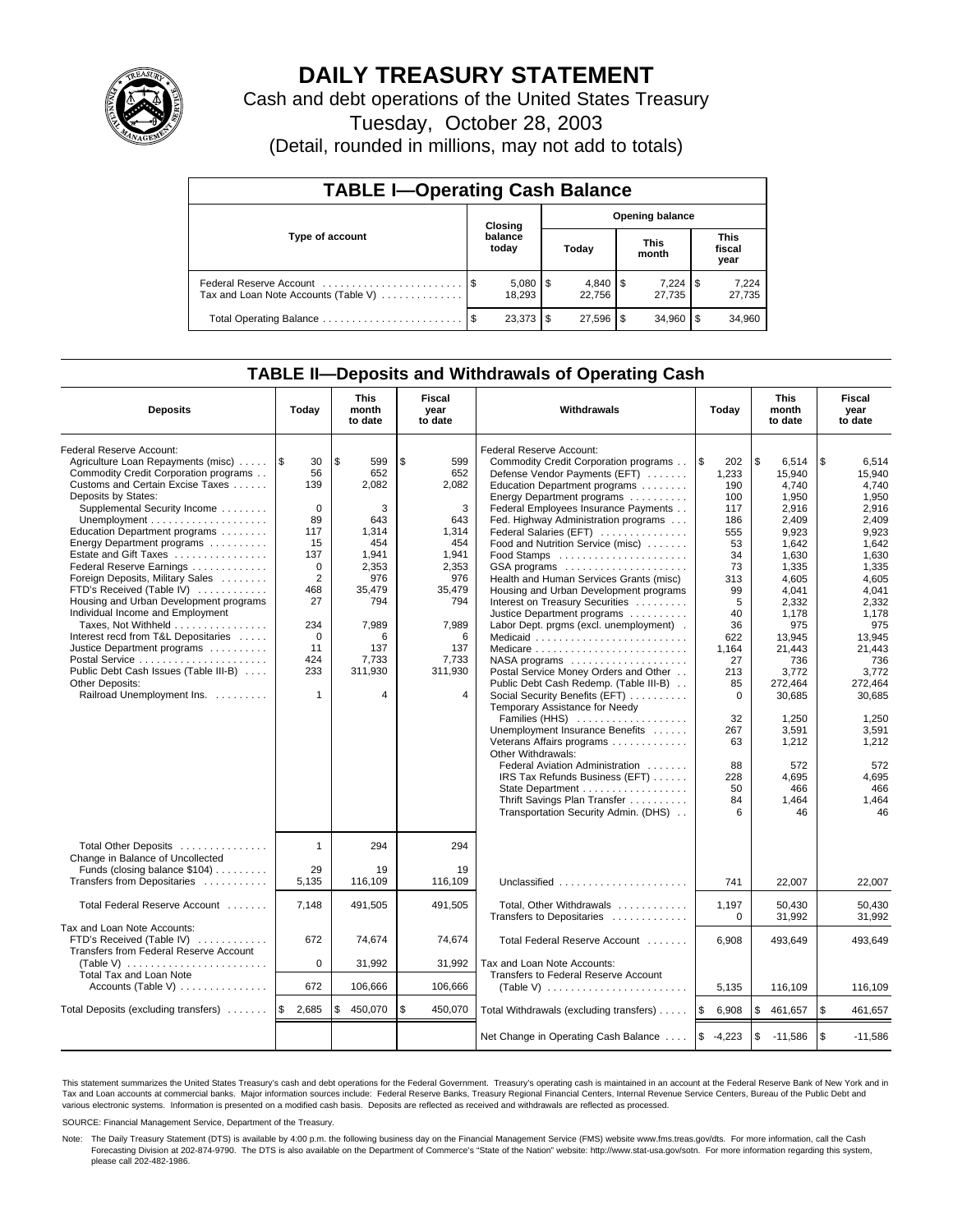# DAILY TREASURY STATEMENT

Cash and debt operations of the United States Treasury

Tuesday, October 28, 2003

(Detail, rounded in millions, may not add to totals)

## TABLE I—Operating Cash Balance

| Type of account | Closing balance today | Opening balance Today | Opening balance This month | Opening balance This fiscal year |
|---|---|---|---|---|
| Federal Reserve Account | $ 5,080 | $ 4,840 | $ 7,224 | $ 7,224 |
| Tax and Loan Note Accounts (Table V) | 18,293 | 22,756 | 27,735 | 27,735 |
| Total Operating Balance | $ 23,373 | $ 27,596 | $ 34,960 | $ 34,960 |

## TABLE II—Deposits and Withdrawals of Operating Cash

| Deposits | Today | This month to date | Fiscal year to date | Withdrawals | Today | This month to date | Fiscal year to date |
|---|---|---|---|---|---|---|---|
| Federal Reserve Account: | | | | Federal Reserve Account: | | | |
| Agriculture Loan Repayments (misc) | $ 30 | $ 599 | $ 599 | Commodity Credit Corporation programs | $ 202 | $ 6,514 | $ 6,514 |
| Commodity Credit Corporation programs | 56 | 652 | 652 | Defense Vendor Payments (EFT) | 1,233 | 15,940 | 15,940 |
| Customs and Certain Excise Taxes | 139 | 2,082 | 2,082 | Education Department programs | 190 | 4,740 | 4,740 |
| Deposits by States: | | | | Energy Department programs | 100 | 1,950 | 1,950 |
| Supplemental Security Income | 0 | 3 | 3 | Federal Employees Insurance Payments | 117 | 2,916 | 2,916 |
| Unemployment | 89 | 643 | 643 | Fed. Highway Administration programs | 186 | 2,409 | 2,409 |
| Education Department programs | 117 | 1,314 | 1,314 | Federal Salaries (EFT) | 555 | 9,923 | 9,923 |
| Energy Department programs | 15 | 454 | 454 | Food and Nutrition Service (misc) | 53 | 1,642 | 1,642 |
| Estate and Gift Taxes | 137 | 1,941 | 1,941 | Food Stamps | 34 | 1,630 | 1,630 |
| Federal Reserve Earnings | 0 | 2,353 | 2,353 | GSA programs | 73 | 1,335 | 1,335 |
| Foreign Deposits, Military Sales | 2 | 976 | 976 | Health and Human Services Grants (misc) | 313 | 4,605 | 4,605 |
| FTD's Received (Table IV) | 468 | 35,479 | 35,479 | Housing and Urban Development programs | 99 | 4,041 | 4,041 |
| Housing and Urban Development programs | 27 | 794 | 794 | Interest on Treasury Securities | 5 | 2,332 | 2,332 |
| Individual Income and Employment | | | | Justice Department programs | 40 | 1,178 | 1,178 |
| Taxes, Not Withheld | 234 | 7,989 | 7,989 | Labor Dept. prgms (excl. unemployment) | 36 | 975 | 975 |
| Interest recd from T&L Depositaries | 0 | 6 | 6 | Medicaid | 622 | 13,945 | 13,945 |
| Justice Department programs | 11 | 137 | 137 | Medicare | 1,164 | 21,443 | 21,443 |
| Postal Service | 424 | 7,733 | 7,733 | NASA programs | 27 | 736 | 736 |
| Public Debt Cash Issues (Table III-B) | 233 | 311,930 | 311,930 | Postal Service Money Orders and Other | 213 | 3,772 | 3,772 |
| Other Deposits: | | | | Public Debt Cash Redemp. (Table III-B) | 85 | 272,464 | 272,464 |
| Railroad Unemployment Ins. | 1 | 4 | 4 | Social Security Benefits (EFT) | 0 | 30,685 | 30,685 |
| | | | | Temporary Assistance for Needy Families (HHS) | 32 | 1,250 | 1,250 |
| | | | | Unemployment Insurance Benefits | 267 | 3,591 | 3,591 |
| | | | | Veterans Affairs programs | 63 | 1,212 | 1,212 |
| | | | | Other Withdrawals: | | | |
| | | | | Federal Aviation Administration | 88 | 572 | 572 |
| | | | | IRS Tax Refunds Business (EFT) | 228 | 4,695 | 4,695 |
| | | | | State Department | 50 | 466 | 466 |
| | | | | Thrift Savings Plan Transfer | 84 | 1,464 | 1,464 |
| | | | | Transportation Security Admin. (DHS) | 6 | 46 | 46 |
| Total Other Deposits | 1 | 294 | 294 | | | | |
| Change in Balance of Uncollected Funds (closing balance $104) | 29 | 19 | 19 | | | | |
| Transfers from Depositaries | 5,135 | 116,109 | 116,109 | Unclassified | 741 | 22,007 | 22,007 |
| Total Federal Reserve Account | 7,148 | 491,505 | 491,505 | Total, Other Withdrawals | 1,197 | 50,430 | 50,430 |
| | | | | Transfers to Depositaries | 0 | 31,992 | 31,992 |
| Tax and Loan Note Accounts: | | | | | | | |
| FTD's Received (Table IV) | 672 | 74,674 | 74,674 | Total Federal Reserve Account | 6,908 | 493,649 | 493,649 |
| Transfers from Federal Reserve Account (Table V) | 0 | 31,992 | 31,992 | Tax and Loan Note Accounts: | | | |
| Total Tax and Loan Note Accounts (Table V) | 672 | 106,666 | 106,666 | Transfers to Federal Reserve Account (Table V) | 5,135 | 116,109 | 116,109 |
| Total Deposits (excluding transfers) | $ 2,685 | $ 450,070 | $ 450,070 | Total Withdrawals (excluding transfers) | $ 6,908 | $ 461,657 | $ 461,657 |
| | | | | Net Change in Operating Cash Balance | $ -4,223 | $ -11,586 | $ -11,586 |

This statement summarizes the United States Treasury's cash and debt operations for the Federal Government. Treasury's operating cash is maintained in an account at the Federal Reserve Bank of New York and in Tax and Loan accounts at commercial banks. Major information sources include: Federal Reserve Banks, Treasury Regional Financial Centers, Internal Revenue Service Centers, Bureau of the Public Debt and various electronic systems. Information is presented on a modified cash basis. Deposits are reflected as received and withdrawals are reflected as processed.

SOURCE: Financial Management Service, Department of the Treasury.

Note: The Daily Treasury Statement (DTS) is available by 4:00 p.m. the following business day on the Financial Management Service (FMS) website www.fms.treas.gov/dts. For more information, call the Cash Forecasting Division at 202-874-9790. The DTS is also available on the Department of Commerce's "State of the Nation" website: http://www.stat-usa.gov/sotn. For more information regarding this system, please call 202-482-1986.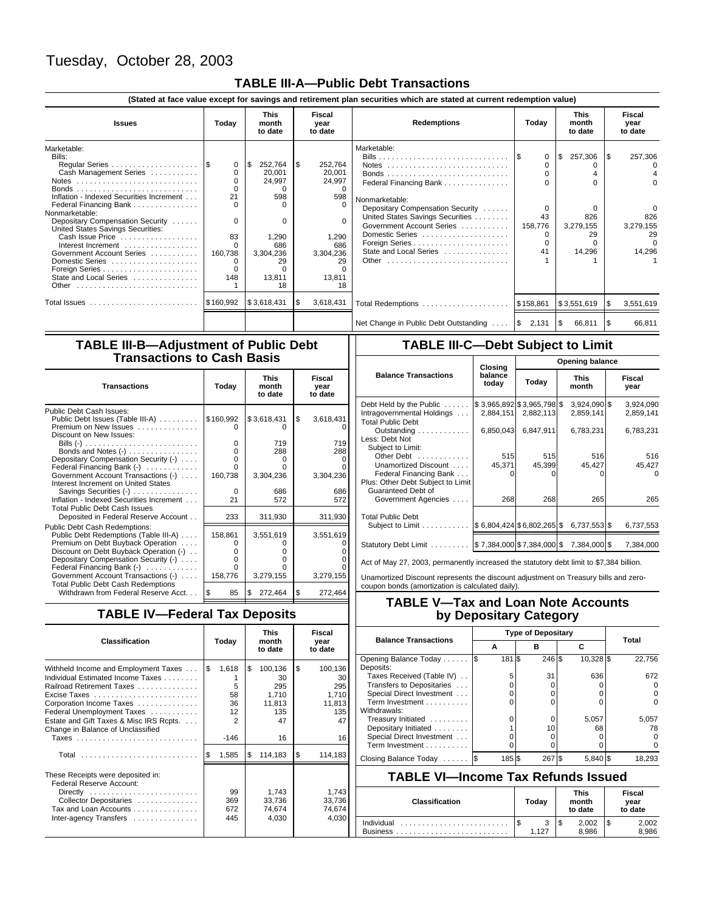Tuesday, October 28, 2003

## TABLE III-A—Public Debt Transactions

(Stated at face value except for savings and retirement plan securities which are stated at current redemption value)

| Issues | Today | This month to date | Fiscal year to date |
|---|---|---|---|
| Marketable: | | | |
| Bills: | | | |
| Regular Series | $ 0 | $ 252,764 | $ 252,764 |
| Cash Management Series | 0 | 20,001 | 20,001 |
| Notes | 0 | 24,997 | 24,997 |
| Bonds | 0 | 0 | 0 |
| Inflation - Indexed Securities Increment | 21 | 598 | 598 |
| Federal Financing Bank | 0 | 0 | 0 |
| Nonmarketable: | | | |
| Depositary Compensation Security | 0 | 0 | 0 |
| United States Savings Securities: | | | |
| Cash Issue Price | 83 | 1,290 | 1,290 |
| Interest Increment | 0 | 686 | 686 |
| Government Account Series | 160,738 | 3,304,236 | 3,304,236 |
| Domestic Series | 0 | 29 | 29 |
| Foreign Series | 0 | 0 | 0 |
| State and Local Series | 148 | 13,811 | 13,811 |
| Other | 1 | 18 | 18 |
| Total Issues | $160,992 | $3,618,431 | $ 3,618,431 |

| Redemptions | Today | This month to date | Fiscal year to date |
|---|---|---|---|
| Marketable: | | | |
| Bills | $ 0 | $ 257,306 | $ 257,306 |
| Notes | 0 | 0 | 0 |
| Bonds | 0 | 4 | 4 |
| Federal Financing Bank | 0 | 0 | 0 |
| Nonmarketable: | | | |
| Depositary Compensation Security | 0 | 0 | 0 |
| United States Savings Securities | 43 | 826 | 826 |
| Government Account Series | 158,776 | 3,279,155 | 3,279,155 |
| Domestic Series | 0 | 29 | 29 |
| Foreign Series | 0 | 0 | 0 |
| State and Local Series | 41 | 14,296 | 14,296 |
| Other | 1 | 1 | 1 |
| Total Redemptions | $158,861 | $3,551,619 | $ 3,551,619 |
| Net Change in Public Debt Outstanding | $ 2,131 | $ 66,811 | $ 66,811 |

## TABLE III-B—Adjustment of Public Debt Transactions to Cash Basis

| Transactions | Today | This month to date | Fiscal year to date |
|---|---|---|---|
| Public Debt Cash Issues: | | | |
| Public Debt Issues (Table III-A) | $160,992 | $3,618,431 | $ 3,618,431 |
| Premium on New Issues | 0 | 0 | 0 |
| Discount on New Issues: | | | |
| Bills (-) | 0 | 719 | 719 |
| Bonds and Notes (-) | 0 | 288 | 288 |
| Depositary Compensation Security (-) | 0 | 0 | 0 |
| Federal Financing Bank (-) | 0 | 0 | 0 |
| Government Account Transactions (-) | 160,738 | 3,304,236 | 3,304,236 |
| Interest Increment on United States Savings Securities (-) | 0 | 686 | 686 |
| Inflation - Indexed Securities Increment | 21 | 572 | 572 |
| Total Public Debt Cash Issues Deposited in Federal Reserve Account | 233 | 311,930 | 311,930 |
| Public Debt Cash Redemptions: | | | |
| Public Debt Redemptions (Table III-A) | 158,861 | 3,551,619 | 3,551,619 |
| Premium on Debt Buyback Operation | 0 | 0 | 0 |
| Discount on Debt Buyback Operation (-) | 0 | 0 | 0 |
| Depositary Compensation Security (-) | 0 | 0 | 0 |
| Federal Financing Bank (-) | 0 | 0 | 0 |
| Government Account Transactions (-) | 158,776 | 3,279,155 | 3,279,155 |
| Total Public Debt Cash Redemptions Withdrawn from Federal Reserve Acct. | $ 85 | $ 272,464 | $ 272,464 |

## TABLE III-C—Debt Subject to Limit

| Balance Transactions | Closing balance today | Opening balance Today | Opening balance This month | Opening balance Fiscal year |
|---|---|---|---|---|
| Debt Held by the Public | $ 3,965,892 | $ 3,965,798 | $ 3,924,090 | $ 3,924,090 |
| Intragovernmental Holdings | 2,884,151 | 2,882,113 | 2,859,141 | 2,859,141 |
| Total Public Debt Outstanding | 6,850,043 | 6,847,911 | 6,783,231 | 6,783,231 |
| Less: Debt Not Subject to Limit: | | | | |
| Other Debt | 515 | 515 | 516 | 516 |
| Unamortized Discount | 45,371 | 45,399 | 45,427 | 45,427 |
| Federal Financing Bank | 0 | 0 | 0 | 0 |
| Plus: Other Debt Subject to Limit Guaranteed Debt of Government Agencies | 268 | 268 | 265 | 265 |
| Total Public Debt Subject to Limit | $ 6,804,424 | $ 6,802,265 | $ 6,737,553 | $ 6,737,553 |
| Statutory Debt Limit | $ 7,384,000 | $ 7,384,000 | $ 7,384,000 | $ 7,384,000 |

Act of May 27, 2003, permanently increased the statutory debt limit to $7,384 billion.

Unamortized Discount represents the discount adjustment on Treasury bills and zero-coupon bonds (amortization is calculated daily).

## TABLE IV—Federal Tax Deposits

| Classification | Today | This month to date | Fiscal year to date |
|---|---|---|---|
| Withheld Income and Employment Taxes | $ 1,618 | $ 100,136 | $ 100,136 |
| Individual Estimated Income Taxes | 1 | 30 | 30 |
| Railroad Retirement Taxes | 5 | 295 | 295 |
| Excise Taxes | 58 | 1,710 | 1,710 |
| Corporation Income Taxes | 36 | 11,813 | 11,813 |
| Federal Unemployment Taxes | 12 | 135 | 135 |
| Estate and Gift Taxes & Misc IRS Rcpts. | 2 | 47 | 47 |
| Change in Balance of Unclassified Taxes | -146 | 16 | 16 |
| Total | $ 1,585 | $ 114,183 | $ 114,183 |
| These Receipts were deposited in: | | | |
| Federal Reserve Account: | | | |
| Directly | 99 | 1,743 | 1,743 |
| Collector Depositaries | 369 | 33,736 | 33,736 |
| Tax and Loan Accounts | 672 | 74,674 | 74,674 |
| Inter-agency Transfers | 445 | 4,030 | 4,030 |

## TABLE V—Tax and Loan Note Accounts by Depositary Category

| Balance Transactions | Type of Depositary A | B | C | Total |
|---|---|---|---|---|
| Opening Balance Today | $ 181 | $ 246 | $ 10,328 | $ 22,756 |
| Deposits: | | | | |
| Taxes Received (Table IV) | 5 | 31 | 636 | 672 |
| Transfers to Depositaries | 0 | 0 | 0 | 0 |
| Special Direct Investment | 0 | 0 | 0 | 0 |
| Term Investment | 0 | 0 | 0 | 0 |
| Withdrawals: | | | | |
| Treasury Initiated | 0 | 0 | 5,057 | 5,057 |
| Depositary Initiated | 1 | 10 | 68 | 78 |
| Special Direct Investment | 0 | 0 | 0 | 0 |
| Term Investment | 0 | 0 | 0 | 0 |
| Closing Balance Today | $ 185 | $ 267 | $ 5,840 | $ 18,293 |

## TABLE VI—Income Tax Refunds Issued

| Classification | Today | This month to date | Fiscal year to date |
|---|---|---|---|
| Individual | $ 3 | $ 2,002 | $ 2,002 |
| Business | 1,127 | 8,986 | 8,986 |